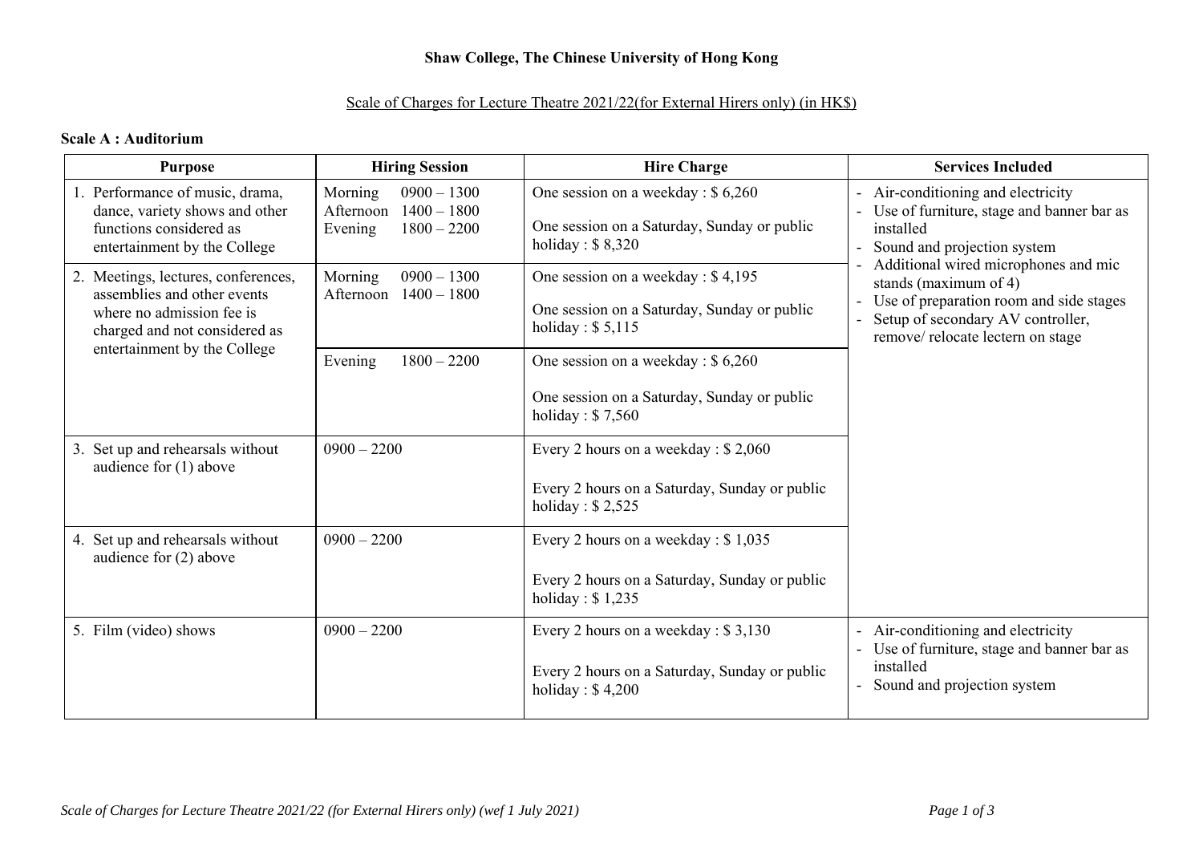**Shaw College, The Chinese University of Hong Kong**

Scale of Charges for Lecture Theatre 2021/22(for External Hirers only) (in HK$)

**Scale A : Auditorium**

| Purpose | Hiring Session | Hire Charge | Services Included |
|---|---|---|---|
| 1. Performance of music, drama, dance, variety shows and other functions considered as entertainment by the College | Morning 0900 – 1300<br>Afternoon 1400 – 1800<br>Evening 1800 – 2200 | One session on a weekday : $ 6,260<br><br>One session on a Saturday, Sunday or public holiday : $ 8,320 | - Air-conditioning and electricity<br>- Use of furniture, stage and banner bar as installed<br>- Sound and projection system<br>- Additional wired microphones and mic stands (maximum of 4)<br>- Use of preparation room and side stages<br>- Setup of secondary AV controller, remove/ relocate lectern on stage |
| 2. Meetings, lectures, conferences, assemblies and other events where no admission fee is charged and not considered as entertainment by the College | Morning 0900 – 1300<br>Afternoon 1400 – 1800 | One session on a weekday : $ 4,195<br><br>One session on a Saturday, Sunday or public holiday : $ 5,115 | |
| | Evening 1800 – 2200 | One session on a weekday : $ 6,260<br><br>One session on a Saturday, Sunday or public holiday : $ 7,560 | |
| 3. Set up and rehearsals without audience for (1) above | 0900 – 2200 | Every 2 hours on a weekday : $ 2,060<br><br>Every 2 hours on a Saturday, Sunday or public holiday : $ 2,525 | |
| 4. Set up and rehearsals without audience for (2) above | 0900 – 2200 | Every 2 hours on a weekday : $ 1,035<br><br>Every 2 hours on a Saturday, Sunday or public holiday : $ 1,235 | |
| 5. Film (video) shows | 0900 – 2200 | Every 2 hours on a weekday : $ 3,130<br><br>Every 2 hours on a Saturday, Sunday or public holiday : $ 4,200 | - Air-conditioning and electricity<br>- Use of furniture, stage and banner bar as installed<br>- Sound and projection system |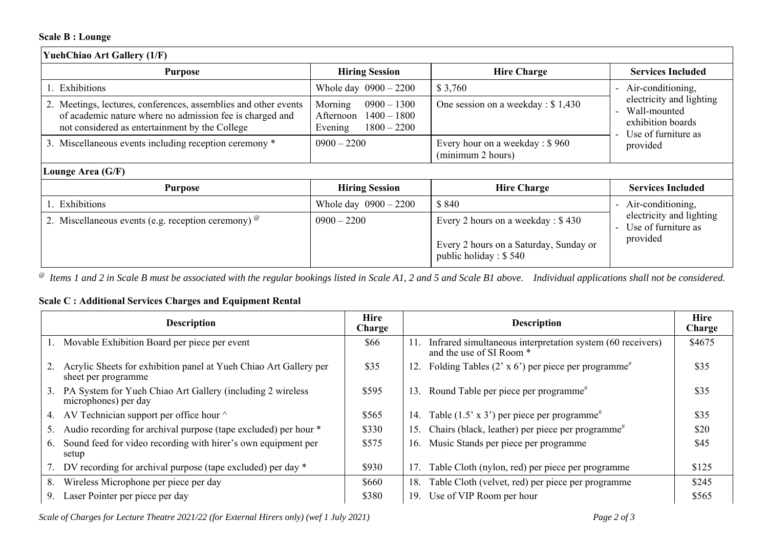**Scale B : Lounge**

| **YuehChiao Art Gallery (1/F)** | | | |
|---|---|---|---|
| **Purpose** | **Hiring Session** | **Hire Charge** | **Services Included** |
| 1. Exhibitions | Whole day 0900 – 2200 | $ 3,760 | - Air-conditioning, electricity and lighting<br>- Wall-mounted exhibition boards<br>- Use of furniture as provided |
| 2. Meetings, lectures, conferences, assemblies and other events of academic nature where no admission fee is charged and not considered as entertainment by the College | Morning 0900 – 1300<br>Afternoon 1400 – 1800<br>Evening 1800 – 2200 | One session on a weekday : $ 1,430 | |
| 3. Miscellaneous events including reception ceremony * | 0900 – 2200 | Every hour on a weekday : $ 960 (minimum 2 hours) | |
| **Lounge Area (G/F)** | | | |
| **Purpose** | **Hiring Session** | **Hire Charge** | **Services Included** |
| 1. Exhibitions | Whole day 0900 – 2200 | $ 840 | - Air-conditioning, electricity and lighting<br>- Use of furniture as provided |
| 2. Miscellaneous events (e.g. reception ceremony) @ | 0900 – 2200 | Every 2 hours on a weekday : $ 430<br><br>Every 2 hours on a Saturday, Sunday or public holiday : $ 540 | |

@ *Items 1 and 2 in Scale B must be associated with the regular bookings listed in Scale A1, 2 and 5 and Scale B1 above. Individual applications shall not be considered.*

**Scale C : Additional Services Charges and Equipment Rental**

| **Description** | **Hire Charge** | **Description** | **Hire Charge** |
|---|---|---|---|
| 1. Movable Exhibition Board per piece per event | $66 | 11. Infrared simultaneous interpretation system (60 receivers) and the use of SI Room * | $4675 |
| 2. Acrylic Sheets for exhibition panel at Yueh Chiao Art Gallery per sheet per programme | $35 | 12. Folding Tables (2' x 6') per piece per programme# | $35 |
| 3. PA System for Yueh Chiao Art Gallery (including 2 wireless microphones) per day | $595 | 13. Round Table per piece per programme# | $35 |
| 4. AV Technician support per office hour ^ | $565 | 14. Table (1.5' x 3') per piece per programme# | $35 |
| 5. Audio recording for archival purpose (tape excluded) per hour * | $330 | 15. Chairs (black, leather) per piece per programme# | $20 |
| 6. Sound feed for video recording with hirer's own equipment per setup | $575 | 16. Music Stands per piece per programme | $45 |
| 7. DV recording for archival purpose (tape excluded) per day * | $930 | 17. Table Cloth (nylon, red) per piece per programme | $125 |
| 8. Wireless Microphone per piece per day | $660 | 18. Table Cloth (velvet, red) per piece per programme | $245 |
| 9. Laser Pointer per piece per day | $380 | 19. Use of VIP Room per hour | $565 |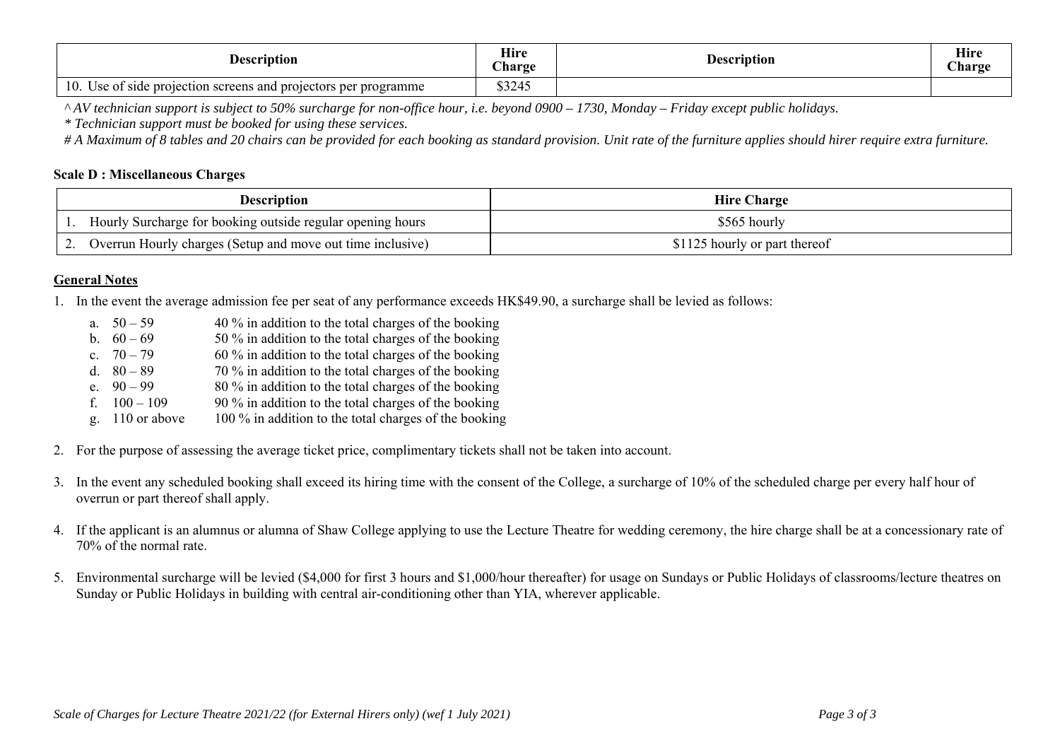| Description | Hire Charge | Description | Hire Charge |
|---|---|---|---|
| 10. Use of side projection screens and projectors per programme | $3245 | | |

*^ AV technician support is subject to 50% surcharge for non-office hour, i.e. beyond 0900 – 1730, Monday – Friday except public holidays.*

*\* Technician support must be booked for using these services.*

*# A Maximum of 8 tables and 20 chairs can be provided for each booking as standard provision. Unit rate of the furniture applies should hirer require extra furniture.*

**Scale D : Miscellaneous Charges**

| Description | Hire Charge |
|---|---|
| 1. Hourly Surcharge for booking outside regular opening hours | $565 hourly |
| 2. Overrun Hourly charges (Setup and move out time inclusive) | $1125 hourly or part thereof |

**General Notes**

1. In the event the average admission fee per seat of any performance exceeds HK$49.90, a surcharge shall be levied as follows:

   a. 50 – 59 40 % in addition to the total charges of the booking
   b. 60 – 69 50 % in addition to the total charges of the booking
   c. 70 – 79 60 % in addition to the total charges of the booking
   d. 80 – 89 70 % in addition to the total charges of the booking
   e. 90 – 99 80 % in addition to the total charges of the booking
   f. 100 – 109 90 % in addition to the total charges of the booking
   g. 110 or above 100 % in addition to the total charges of the booking

2. For the purpose of assessing the average ticket price, complimentary tickets shall not be taken into account.

3. In the event any scheduled booking shall exceed its hiring time with the consent of the College, a surcharge of 10% of the scheduled charge per every half hour of overrun or part thereof shall apply.

4. If the applicant is an alumnus or alumna of Shaw College applying to use the Lecture Theatre for wedding ceremony, the hire charge shall be at a concessionary rate of 70% of the normal rate.

5. Environmental surcharge will be levied ($4,000 for first 3 hours and $1,000/hour thereafter) for usage on Sundays or Public Holidays of classrooms/lecture theatres on Sunday or Public Holidays in building with central air-conditioning other than YIA, wherever applicable.